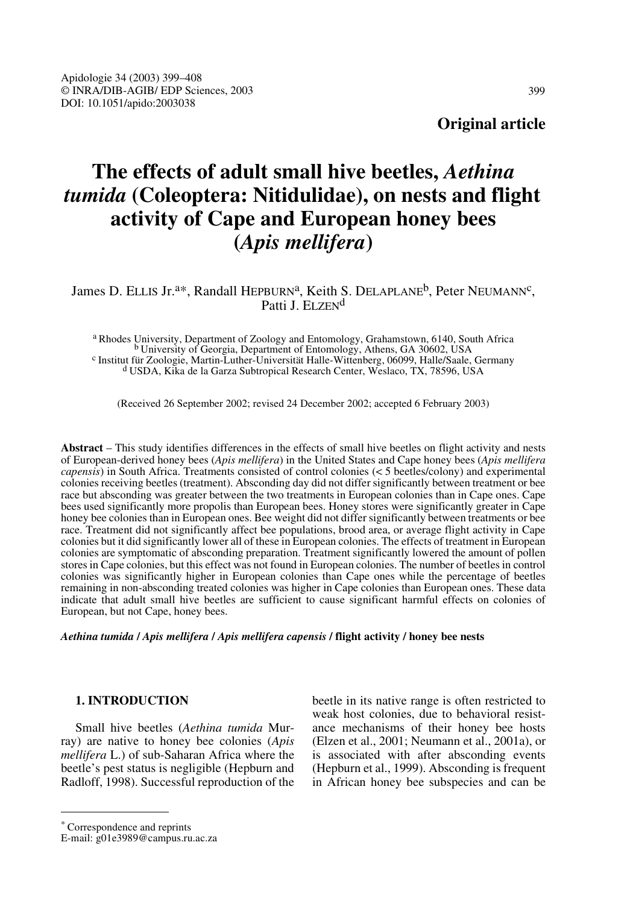**Original article**

# The effects of adult small hive beetles, *Aethina tumida* (Coleoptera: Nitidulidae), on nests and flight activity of Cape and European honey bees (*Apis mellifera*)

James D. ELLIS Jr.[a*], Randall HEPBURN[a], Keith S. DELAPLANE[b], Peter NEUMANN[c], Patti J. ELZEN[d]

[a] Rhodes University, Department of Zoology and Entomology, Grahamstown, 6140, South Africa
[b] University of Georgia, Department of Entomology, Athens, GA 30602, USA
[c] Institut für Zoologie, Martin-Luther-Universität Halle-Wittenberg, 06099, Halle/Saale, Germany
[d] USDA, Kika de la Garza Subtropical Research Center, Weslaco, TX, 78596, USA

(Received 26 September 2002; revised 24 December 2002; accepted 6 February 2003)

**Abstract** – This study identifies differences in the effects of small hive beetles on flight activity and nests of European-derived honey bees (*Apis mellifera*) in the United States and Cape honey bees (*Apis mellifera capensis*) in South Africa. Treatments consisted of control colonies (< 5 beetles/colony) and experimental colonies receiving beetles (treatment). Absconding day did not differ significantly between treatment or bee race but absconding was greater between the two treatments in European colonies than in Cape ones. Cape bees used significantly more propolis than European bees. Honey stores were significantly greater in Cape honey bee colonies than in European ones. Bee weight did not differ significantly between treatments or bee race. Treatment did not significantly affect bee populations, brood area, or average flight activity in Cape colonies but it did significantly lower all of these in European colonies. The effects of treatment in European colonies are symptomatic of absconding preparation. Treatment significantly lowered the amount of pollen stores in Cape colonies, but this effect was not found in European colonies. The number of beetles in control colonies was significantly higher in European colonies than Cape ones while the percentage of beetles remaining in non-absconding treated colonies was higher in Cape colonies than European ones. These data indicate that adult small hive beetles are sufficient to cause significant harmful effects on colonies of European, but not Cape, honey bees.

***Aethina tumida* / *Apis mellifera* / *Apis mellifera capensis* / flight activity / honey bee nests**

## 1. INTRODUCTION

Small hive beetles (*Aethina tumida* Murray) are native to honey bee colonies (*Apis mellifera* L.) of sub-Saharan Africa where the beetle's pest status is negligible (Hepburn and Radloff, 1998). Successful reproduction of the beetle in its native range is often restricted to weak host colonies, due to behavioral resistance mechanisms of their honey bee hosts (Elzen et al., 2001; Neumann et al., 2001a), or is associated with after absconding events (Hepburn et al., 1999). Absconding is frequent in African honey bee subspecies and can be

* Correspondence and reprints
E-mail: g01e3989@campus.ru.ac.za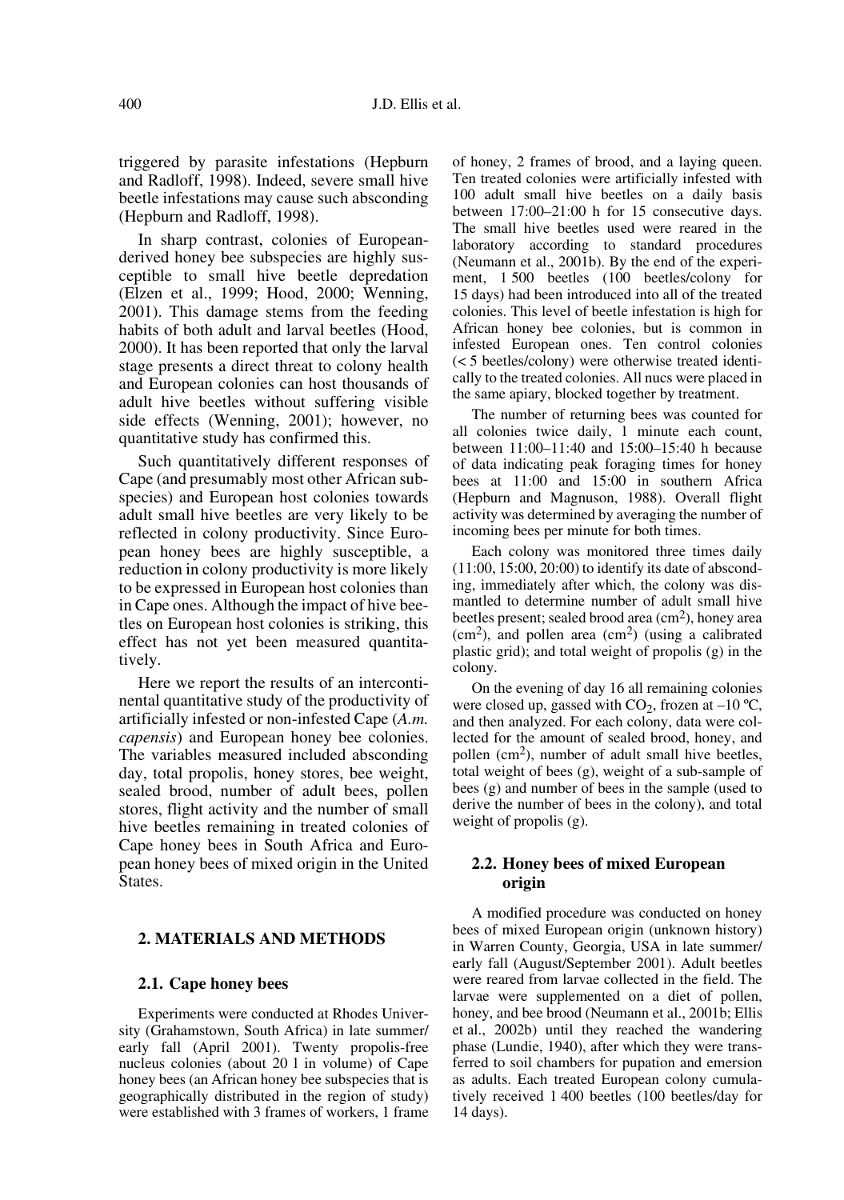triggered by parasite infestations (Hepburn and Radloff, 1998). Indeed, severe small hive beetle infestations may cause such absconding (Hepburn and Radloff, 1998).

In sharp contrast, colonies of European-derived honey bee subspecies are highly susceptible to small hive beetle depredation (Elzen et al., 1999; Hood, 2000; Wenning, 2001). This damage stems from the feeding habits of both adult and larval beetles (Hood, 2000). It has been reported that only the larval stage presents a direct threat to colony health and European colonies can host thousands of adult hive beetles without suffering visible side effects (Wenning, 2001); however, no quantitative study has confirmed this.

Such quantitatively different responses of Cape (and presumably most other African subspecies) and European host colonies towards adult small hive beetles are very likely to be reflected in colony productivity. Since European honey bees are highly susceptible, a reduction in colony productivity is more likely to be expressed in European host colonies than in Cape ones. Although the impact of hive beetles on European host colonies is striking, this effect has not yet been measured quantitatively.

Here we report the results of an intercontinental quantitative study of the productivity of artificially infested or non-infested Cape (*A.m. capensis*) and European honey bee colonies. The variables measured included absconding day, total propolis, honey stores, bee weight, sealed brood, number of adult bees, pollen stores, flight activity and the number of small hive beetles remaining in treated colonies of Cape honey bees in South Africa and European honey bees of mixed origin in the United States.

## 2. MATERIALS AND METHODS

### 2.1. Cape honey bees

Experiments were conducted at Rhodes University (Grahamstown, South Africa) in late summer/early fall (April 2001). Twenty propolis-free nucleus colonies (about 20 l in volume) of Cape honey bees (an African honey bee subspecies that is geographically distributed in the region of study) were established with 3 frames of workers, 1 frame of honey, 2 frames of brood, and a laying queen. Ten treated colonies were artificially infested with 100 adult small hive beetles on a daily basis between 17:00–21:00 h for 15 consecutive days. The small hive beetles used were reared in the laboratory according to standard procedures (Neumann et al., 2001b). By the end of the experiment, 1 500 beetles (100 beetles/colony for 15 days) had been introduced into all of the treated colonies. This level of beetle infestation is high for African honey bee colonies, but is common in infested European ones. Ten control colonies (< 5 beetles/colony) were otherwise treated identically to the treated colonies. All nucs were placed in the same apiary, blocked together by treatment.

The number of returning bees was counted for all colonies twice daily, 1 minute each count, between 11:00–11:40 and 15:00–15:40 h because of data indicating peak foraging times for honey bees at 11:00 and 15:00 in southern Africa (Hepburn and Magnuson, 1988). Overall flight activity was determined by averaging the number of incoming bees per minute for both times.

Each colony was monitored three times daily (11:00, 15:00, 20:00) to identify its date of absconding, immediately after which, the colony was dismantled to determine number of adult small hive beetles present; sealed brood area (cm$^2$), honey area (cm$^2$), and pollen area (cm$^2$) (using a calibrated plastic grid); and total weight of propolis (g) in the colony.

On the evening of day 16 all remaining colonies were closed up, gassed with $CO_2$, frozen at –10 ºC, and then analyzed. For each colony, data were collected for the amount of sealed brood, honey, and pollen (cm$^2$), number of adult small hive beetles, total weight of bees (g), weight of a sub-sample of bees (g) and number of bees in the sample (used to derive the number of bees in the colony), and total weight of propolis (g).

### 2.2. Honey bees of mixed European origin

A modified procedure was conducted on honey bees of mixed European origin (unknown history) in Warren County, Georgia, USA in late summer/early fall (August/September 2001). Adult beetles were reared from larvae collected in the field. The larvae were supplemented on a diet of pollen, honey, and bee brood (Neumann et al., 2001b; Ellis et al., 2002b) until they reached the wandering phase (Lundie, 1940), after which they were transferred to soil chambers for pupation and emersion as adults. Each treated European colony cumulatively received 1 400 beetles (100 beetles/day for 14 days).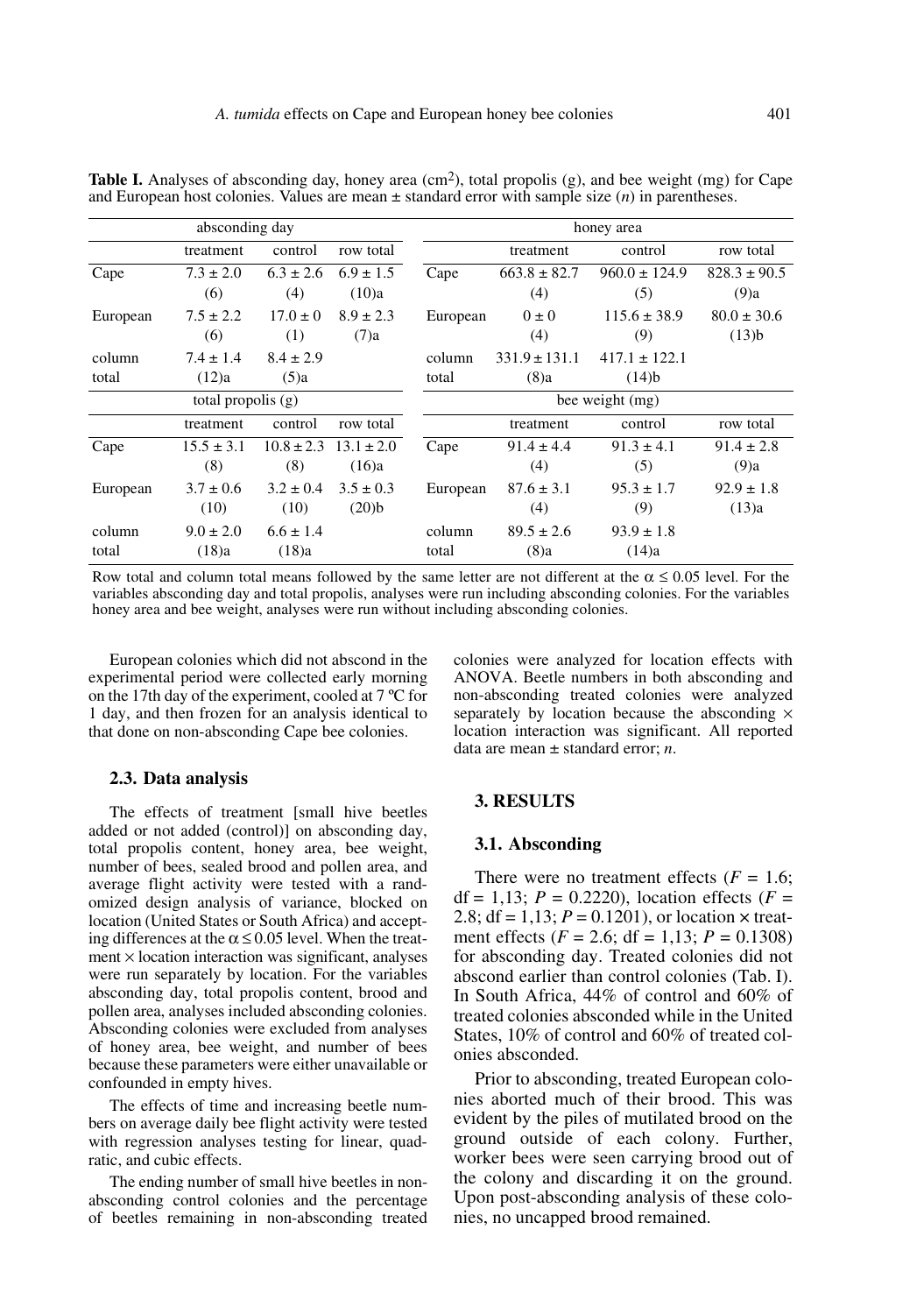**Table I.** Analyses of absconding day, honey area (cm²), total propolis (g), and bee weight (mg) for Cape and European host colonies. Values are mean ± standard error with sample size (*n*) in parentheses.

| absconding day | | | | honey area | | | |
|---|---|---|---|---|---|---|---|
| | treatment | control | row total | | treatment | control | row total |
| Cape | 7.3 ± 2.0 (6) | 6.3 ± 2.6 (4) | 6.9 ± 1.5 (10)a | Cape | 663.8 ± 82.7 (4) | 960.0 ± 124.9 (5) | 828.3 ± 90.5 (9)a |
| European | 7.5 ± 2.2 (6) | 17.0 ± 0 (1) | 8.9 ± 2.3 (7)a | European | 0 ± 0 (4) | 115.6 ± 38.9 (9) | 80.0 ± 30.6 (13)b |
| column total | 7.4 ± 1.4 (12)a | 8.4 ± 2.9 (5)a | | column total | 331.9 ± 131.1 (8)a | 417.1 ± 122.1 (14)b | |
| **total propolis (g)** | | | | **bee weight (mg)** | | | |
| | treatment | control | row total | | treatment | control | row total |
| Cape | 15.5 ± 3.1 (8) | 10.8 ± 2.3 (8) | 13.1 ± 2.0 (16)a | Cape | 91.4 ± 4.4 (4) | 91.3 ± 4.1 (5) | 91.4 ± 2.8 (9)a |
| European | 3.7 ± 0.6 (10) | 3.2 ± 0.4 (10) | 3.5 ± 0.3 (20)b | European | 87.6 ± 3.1 (4) | 95.3 ± 1.7 (9) | 92.9 ± 1.8 (13)a |
| column total | 9.0 ± 2.0 (18)a | 6.6 ± 1.4 (18)a | | column total | 89.5 ± 2.6 (8)a | 93.9 ± 1.8 (14)a | |

Row total and column total means followed by the same letter are not different at the $\alpha \leq 0.05$ level. For the variables absconding day and total propolis, analyses were run including absconding colonies. For the variables honey area and bee weight, analyses were run without including absconding colonies.

European colonies which did not abscond in the experimental period were collected early morning on the 17th day of the experiment, cooled at 7 °C for 1 day, and then frozen for an analysis identical to that done on non-absconding Cape bee colonies.

### 2.3. Data analysis

The effects of treatment [small hive beetles added or not added (control)] on absconding day, total propolis content, honey area, bee weight, number of bees, sealed brood and pollen area, and average flight activity were tested with a randomized design analysis of variance, blocked on location (United States or South Africa) and accepting differences at the $\alpha \leq 0.05$ level. When the treatment × location interaction was significant, analyses were run separately by location. For the variables absconding day, total propolis content, brood and pollen area, analyses included absconding colonies. Absconding colonies were excluded from analyses of honey area, bee weight, and number of bees because these parameters were either unavailable or confounded in empty hives.

The effects of time and increasing beetle numbers on average daily bee flight activity were tested with regression analyses testing for linear, quadratic, and cubic effects.

The ending number of small hive beetles in non-absconding control colonies and the percentage of beetles remaining in non-absconding treated colonies were analyzed for location effects with ANOVA. Beetle numbers in both absconding and non-absconding treated colonies were analyzed separately by location because the absconding × location interaction was significant. All reported data are mean ± standard error; *n*.

## 3. RESULTS

### 3.1. Absconding

There were no treatment effects ($F = 1.6$; df = 1,13; $P = 0.2220$), location effects ($F = 2.8$; df = 1,13; $P = 0.1201$), or location × treatment effects ($F = 2.6$; df = 1,13; $P = 0.1308$) for absconding day. Treated colonies did not abscond earlier than control colonies (Tab. I). In South Africa, 44% of control and 60% of treated colonies absconded while in the United States, 10% of control and 60% of treated colonies absconded.

Prior to absconding, treated European colonies aborted much of their brood. This was evident by the piles of mutilated brood on the ground outside of each colony. Further, worker bees were seen carrying brood out of the colony and discarding it on the ground. Upon post-absconding analysis of these colonies, no uncapped brood remained.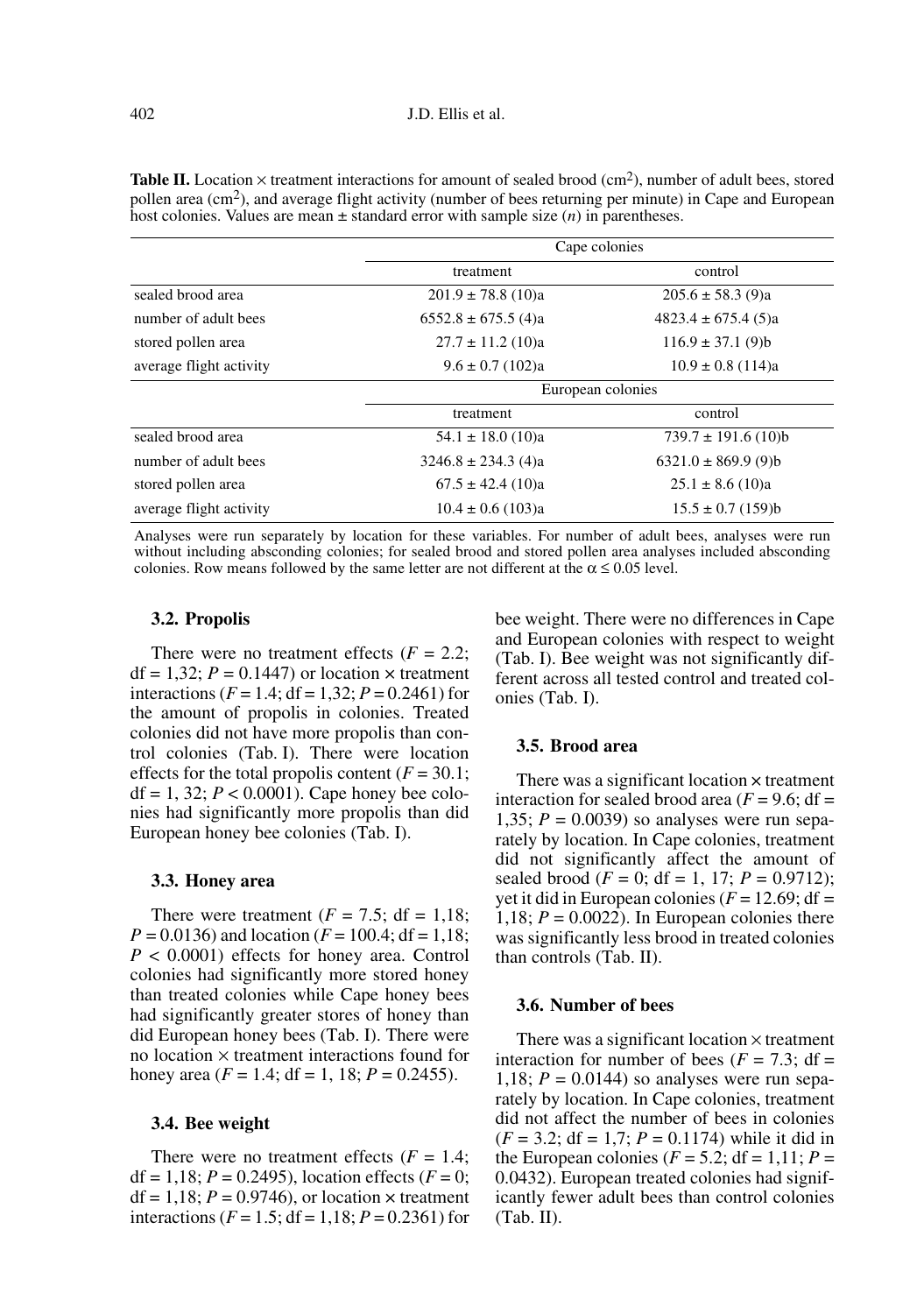**Table II.** Location × treatment interactions for amount of sealed brood ($cm^2$), number of adult bees, stored pollen area ($cm^2$), and average flight activity (number of bees returning per minute) in Cape and European host colonies. Values are mean ± standard error with sample size (*n*) in parentheses.

| | Cape colonies | |
|---|---|---|
| | treatment | control |
| sealed brood area | 201.9 ± 78.8 (10)a | 205.6 ± 58.3 (9)a |
| number of adult bees | 6552.8 ± 675.5 (4)a | 4823.4 ± 675.4 (5)a |
| stored pollen area | 27.7 ± 11.2 (10)a | 116.9 ± 37.1 (9)b |
| average flight activity | 9.6 ± 0.7 (102)a | 10.9 ± 0.8 (114)a |
| | **European colonies** | |
| | treatment | control |
| sealed brood area | 54.1 ± 18.0 (10)a | 739.7 ± 191.6 (10)b |
| number of adult bees | 3246.8 ± 234.3 (4)a | 6321.0 ± 869.9 (9)b |
| stored pollen area | 67.5 ± 42.4 (10)a | 25.1 ± 8.6 (10)a |
| average flight activity | 10.4 ± 0.6 (103)a | 15.5 ± 0.7 (159)b |

Analyses were run separately by location for these variables. For number of adult bees, analyses were run without including absconding colonies; for sealed brood and stored pollen area analyses included absconding colonies. Row means followed by the same letter are not different at the $\alpha \leq 0.05$ level.

### 3.2. Propolis

There were no treatment effects ($F = 2.2$; df = 1,32; $P = 0.1447$) or location × treatment interactions ($F = 1.4$; df = 1,32; $P = 0.2461$) for the amount of propolis in colonies. Treated colonies did not have more propolis than control colonies (Tab. I). There were location effects for the total propolis content ($F = 30.1$; df = 1, 32; $P < 0.0001$). Cape honey bee colonies had significantly more propolis than did European honey bee colonies (Tab. I).

### 3.3. Honey area

There were treatment ($F = 7.5$; df = 1,18; $P = 0.0136$) and location ($F = 100.4$; df = 1,18; $P < 0.0001$) effects for honey area. Control colonies had significantly more stored honey than treated colonies while Cape honey bees had significantly greater stores of honey than did European honey bees (Tab. I). There were no location × treatment interactions found for honey area ($F = 1.4$; df = 1, 18; $P = 0.2455$).

### 3.4. Bee weight

There were no treatment effects ($F = 1.4$; df = 1,18; $P = 0.2495$), location effects ($F = 0$; df = 1,18; $P = 0.9746$), or location × treatment interactions ($F = 1.5$; df = 1,18; $P = 0.2361$) for bee weight. There were no differences in Cape and European colonies with respect to weight (Tab. I). Bee weight was not significantly different across all tested control and treated colonies (Tab. I).

### 3.5. Brood area

There was a significant location × treatment interaction for sealed brood area ($F = 9.6$; df = 1,35; $P = 0.0039$) so analyses were run separately by location. In Cape colonies, treatment did not significantly affect the amount of sealed brood ($F = 0$; df = 1, 17; $P = 0.9712$); yet it did in European colonies ($F = 12.69$; df = 1,18; $P = 0.0022$). In European colonies there was significantly less brood in treated colonies than controls (Tab. II).

### 3.6. Number of bees

There was a significant location × treatment interaction for number of bees ($F = 7.3$; df = 1,18; $P = 0.0144$) so analyses were run separately by location. In Cape colonies, treatment did not affect the number of bees in colonies ($F = 3.2$; df = 1,7; $P = 0.1174$) while it did in the European colonies ($F = 5.2$; df = 1,11; $P = 0.0432$). European treated colonies had significantly fewer adult bees than control colonies (Tab. II).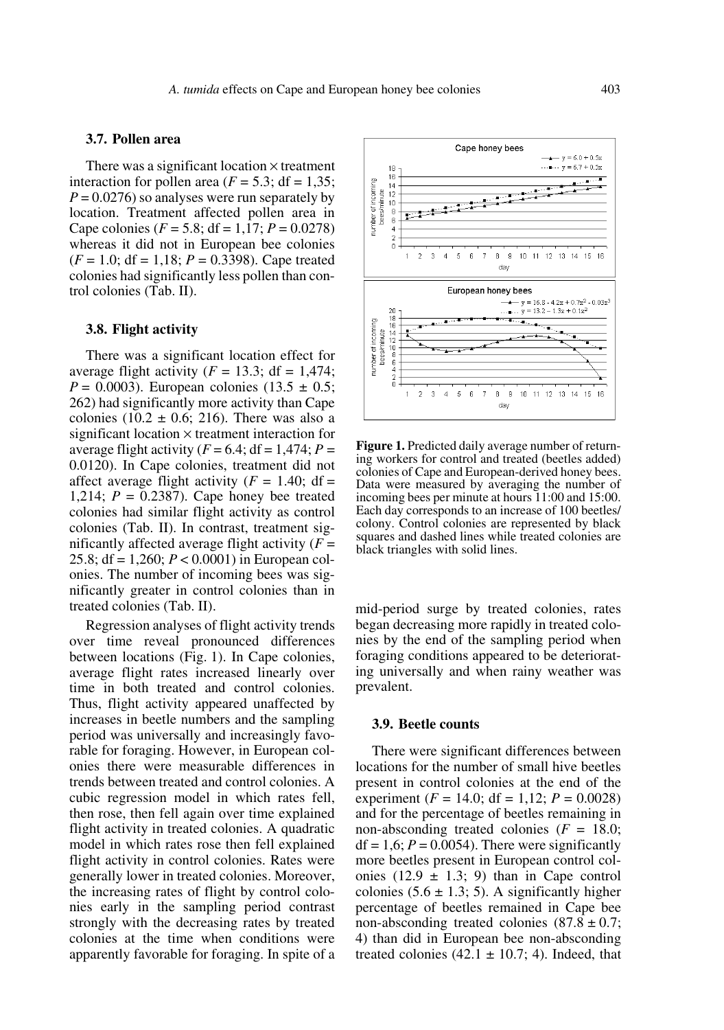### 3.7. Pollen area

There was a significant location × treatment interaction for pollen area ($F = 5.3$; df = 1,35; $P = 0.0276$) so analyses were run separately by location. Treatment affected pollen area in Cape colonies ($F = 5.8$; df = 1,17; $P = 0.0278$) whereas it did not in European bee colonies ($F = 1.0$; df = 1,18; $P = 0.3398$). Cape treated colonies had significantly less pollen than control colonies (Tab. II).

### 3.8. Flight activity

There was a significant location effect for average flight activity ($F = 13.3$; df = 1,474; $P = 0.0003$). European colonies ($13.5 \pm 0.5$; 262) had significantly more activity than Cape colonies ($10.2 \pm 0.6$; 216). There was also a significant location × treatment interaction for average flight activity ($F = 6.4$; df = 1,474; $P = 0.0120$). In Cape colonies, treatment did not affect average flight activity ($F = 1.40$; df = 1,214; $P = 0.2387$). Cape honey bee treated colonies had similar flight activity as control colonies (Tab. II). In contrast, treatment significantly affected average flight activity ($F = 25.8$; df = 1,260; $P < 0.0001$) in European colonies. The number of incoming bees was significantly greater in control colonies than in treated colonies (Tab. II).

Regression analyses of flight activity trends over time reveal pronounced differences between locations (Fig. 1). In Cape colonies, average flight rates increased linearly over time in both treated and control colonies. Thus, flight activity appeared unaffected by increases in beetle numbers and the sampling period was universally and increasingly favorable for foraging. However, in European colonies there were measurable differences in trends between treated and control colonies. A cubic regression model in which rates fell, then rose, then fell again over time explained flight activity in treated colonies. A quadratic model in which rates rose then fell explained flight activity in control colonies. Rates were generally lower in treated colonies. Moreover, the increasing rates of flight by control colonies early in the sampling period contrast strongly with the decreasing rates by treated colonies at the time when conditions were apparently favorable for foraging. In spite of a mid-period surge by treated colonies, rates began decreasing more rapidly in treated colonies by the end of the sampling period when foraging conditions appeared to be deteriorating universally and when rainy weather was prevalent.

**Figure 1.** Predicted daily average number of returning workers for control and treated (beetles added) colonies of Cape and European-derived honey bees. Data were measured by averaging the number of incoming bees per minute at hours 11:00 and 15:00. Each day corresponds to an increase of 100 beetles/colony. Control colonies are represented by black squares and dashed lines while treated colonies are black triangles with solid lines.

### 3.9. Beetle counts

There were significant differences between locations for the number of small hive beetles present in control colonies at the end of the experiment ($F = 14.0$; df = 1,12; $P = 0.0028$) and for the percentage of beetles remaining in non-absconding treated colonies ($F = 18.0$; df = 1,6; $P = 0.0054$). There were significantly more beetles present in European control colonies ($12.9 \pm 1.3$; 9) than in Cape control colonies ($5.6 \pm 1.3$; 5). A significantly higher percentage of beetles remained in Cape bee non-absconding treated colonies ($87.8 \pm 0.7$; 4) than did in European bee non-absconding treated colonies ($42.1 \pm 10.7$; 4). Indeed, that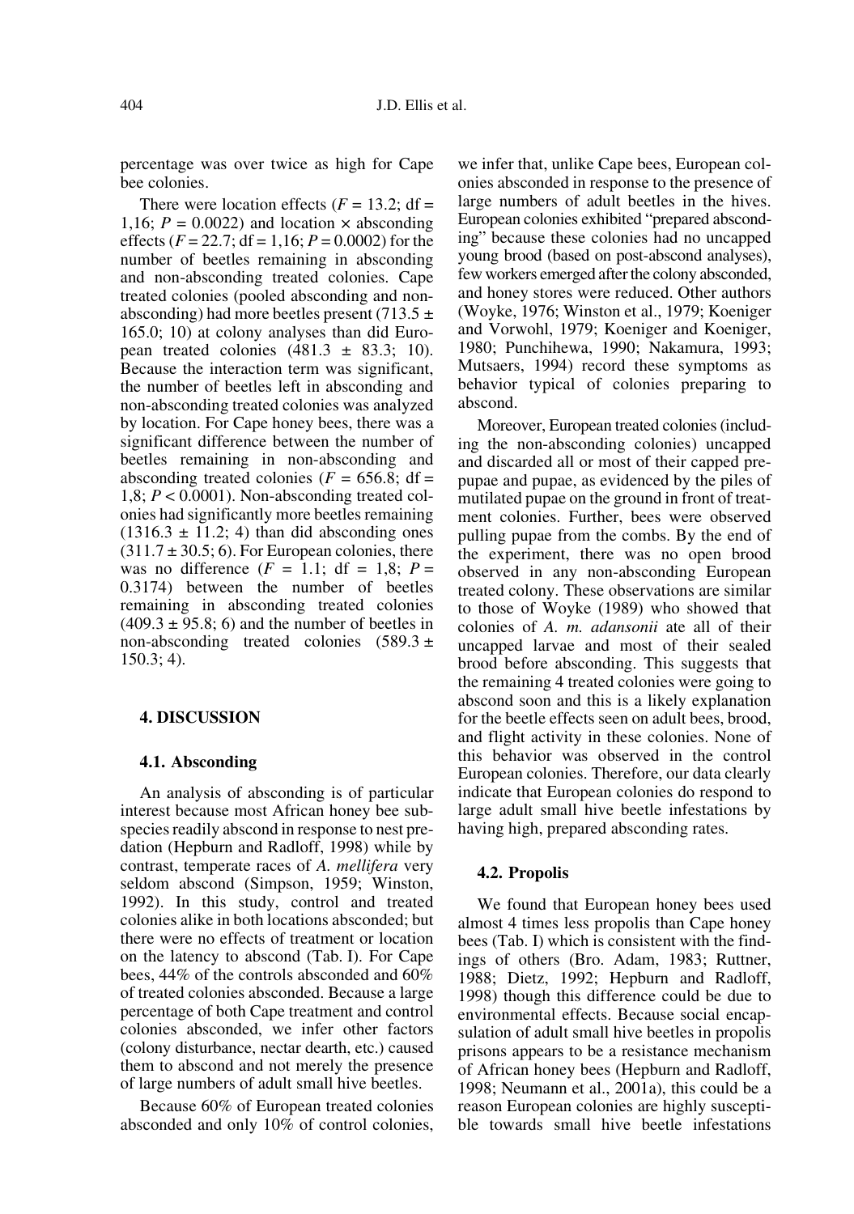percentage was over twice as high for Cape bee colonies.

There were location effects ($F = 13.2$; df = 1,16; $P = 0.0022$) and location × absconding effects ($F = 22.7$; df = 1,16; $P = 0.0002$) for the number of beetles remaining in absconding and non-absconding treated colonies. Cape treated colonies (pooled absconding and non-absconding) had more beetles present (713.5 ± 165.0; 10) at colony analyses than did European treated colonies (481.3 ± 83.3; 10). Because the interaction term was significant, the number of beetles left in absconding and non-absconding treated colonies was analyzed by location. For Cape honey bees, there was a significant difference between the number of beetles remaining in non-absconding and absconding treated colonies ($F = 656.8$; df = 1,8; $P < 0.0001$). Non-absconding treated colonies had significantly more beetles remaining (1316.3 ± 11.2; 4) than did absconding ones (311.7 ± 30.5; 6). For European colonies, there was no difference ($F = 1.1$; df = 1,8; $P = 0.3174$) between the number of beetles remaining in absconding treated colonies (409.3 ± 95.8; 6) and the number of beetles in non-absconding treated colonies (589.3 ± 150.3; 4).

## 4. DISCUSSION

### 4.1. Absconding

An analysis of absconding is of particular interest because most African honey bee subspecies readily abscond in response to nest predation (Hepburn and Radloff, 1998) while by contrast, temperate races of *A. mellifera* very seldom abscond (Simpson, 1959; Winston, 1992). In this study, control and treated colonies alike in both locations absconded; but there were no effects of treatment or location on the latency to abscond (Tab. I). For Cape bees, 44% of the controls absconded and 60% of treated colonies absconded. Because a large percentage of both Cape treatment and control colonies absconded, we infer other factors (colony disturbance, nectar dearth, etc.) caused them to abscond and not merely the presence of large numbers of adult small hive beetles.

Because 60% of European treated colonies absconded and only 10% of control colonies, we infer that, unlike Cape bees, European colonies absconded in response to the presence of large numbers of adult beetles in the hives. European colonies exhibited "prepared absconding" because these colonies had no uncapped young brood (based on post-abscond analyses), few workers emerged after the colony absconded, and honey stores were reduced. Other authors (Woyke, 1976; Winston et al., 1979; Koeniger and Vorwohl, 1979; Koeniger and Koeniger, 1980; Punchihewa, 1990; Nakamura, 1993; Mutsaers, 1994) record these symptoms as behavior typical of colonies preparing to abscond.

Moreover, European treated colonies (including the non-absconding colonies) uncapped and discarded all or most of their capped prepupae and pupae, as evidenced by the piles of mutilated pupae on the ground in front of treatment colonies. Further, bees were observed pulling pupae from the combs. By the end of the experiment, there was no open brood observed in any non-absconding European treated colony. These observations are similar to those of Woyke (1989) who showed that colonies of *A. m. adansonii* ate all of their uncapped larvae and most of their sealed brood before absconding. This suggests that the remaining 4 treated colonies were going to abscond soon and this is a likely explanation for the beetle effects seen on adult bees, brood, and flight activity in these colonies. None of this behavior was observed in the control European colonies. Therefore, our data clearly indicate that European colonies do respond to large adult small hive beetle infestations by having high, prepared absconding rates.

### 4.2. Propolis

We found that European honey bees used almost 4 times less propolis than Cape honey bees (Tab. I) which is consistent with the findings of others (Bro. Adam, 1983; Ruttner, 1988; Dietz, 1992; Hepburn and Radloff, 1998) though this difference could be due to environmental effects. Because social encapsulation of adult small hive beetles in propolis prisons appears to be a resistance mechanism of African honey bees (Hepburn and Radloff, 1998; Neumann et al., 2001a), this could be a reason European colonies are highly susceptible towards small hive beetle infestations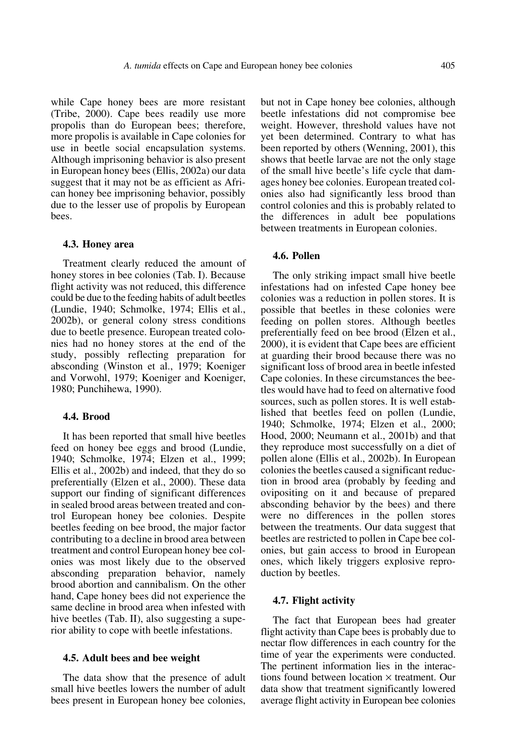while Cape honey bees are more resistant (Tribe, 2000). Cape bees readily use more propolis than do European bees; therefore, more propolis is available in Cape colonies for use in beetle social encapsulation systems. Although imprisoning behavior is also present in European honey bees (Ellis, 2002a) our data suggest that it may not be as efficient as African honey bee imprisoning behavior, possibly due to the lesser use of propolis by European bees.

### 4.3. Honey area

Treatment clearly reduced the amount of honey stores in bee colonies (Tab. I). Because flight activity was not reduced, this difference could be due to the feeding habits of adult beetles (Lundie, 1940; Schmolke, 1974; Ellis et al., 2002b), or general colony stress conditions due to beetle presence. European treated colonies had no honey stores at the end of the study, possibly reflecting preparation for absconding (Winston et al., 1979; Koeniger and Vorwohl, 1979; Koeniger and Koeniger, 1980; Punchihewa, 1990).

### 4.4. Brood

It has been reported that small hive beetles feed on honey bee eggs and brood (Lundie, 1940; Schmolke, 1974; Elzen et al., 1999; Ellis et al., 2002b) and indeed, that they do so preferentially (Elzen et al., 2000). These data support our finding of significant differences in sealed brood areas between treated and control European honey bee colonies. Despite beetles feeding on bee brood, the major factor contributing to a decline in brood area between treatment and control European honey bee colonies was most likely due to the observed absconding preparation behavior, namely brood abortion and cannibalism. On the other hand, Cape honey bees did not experience the same decline in brood area when infested with hive beetles (Tab. II), also suggesting a superior ability to cope with beetle infestations.

### 4.5. Adult bees and bee weight

The data show that the presence of adult small hive beetles lowers the number of adult bees present in European honey bee colonies, but not in Cape honey bee colonies, although beetle infestations did not compromise bee weight. However, threshold values have not yet been determined. Contrary to what has been reported by others (Wenning, 2001), this shows that beetle larvae are not the only stage of the small hive beetle's life cycle that damages honey bee colonies. European treated colonies also had significantly less brood than control colonies and this is probably related to the differences in adult bee populations between treatments in European colonies.

### 4.6. Pollen

The only striking impact small hive beetle infestations had on infested Cape honey bee colonies was a reduction in pollen stores. It is possible that beetles in these colonies were feeding on pollen stores. Although beetles preferentially feed on bee brood (Elzen et al., 2000), it is evident that Cape bees are efficient at guarding their brood because there was no significant loss of brood area in beetle infested Cape colonies. In these circumstances the beetles would have had to feed on alternative food sources, such as pollen stores. It is well established that beetles feed on pollen (Lundie, 1940; Schmolke, 1974; Elzen et al., 2000; Hood, 2000; Neumann et al., 2001b) and that they reproduce most successfully on a diet of pollen alone (Ellis et al., 2002b). In European colonies the beetles caused a significant reduction in brood area (probably by feeding and ovipositing on it and because of prepared absconding behavior by the bees) and there were no differences in the pollen stores between the treatments. Our data suggest that beetles are restricted to pollen in Cape bee colonies, but gain access to brood in European ones, which likely triggers explosive reproduction by beetles.

### 4.7. Flight activity

The fact that European bees had greater flight activity than Cape bees is probably due to nectar flow differences in each country for the time of year the experiments were conducted. The pertinent information lies in the interactions found between location × treatment. Our data show that treatment significantly lowered average flight activity in European bee colonies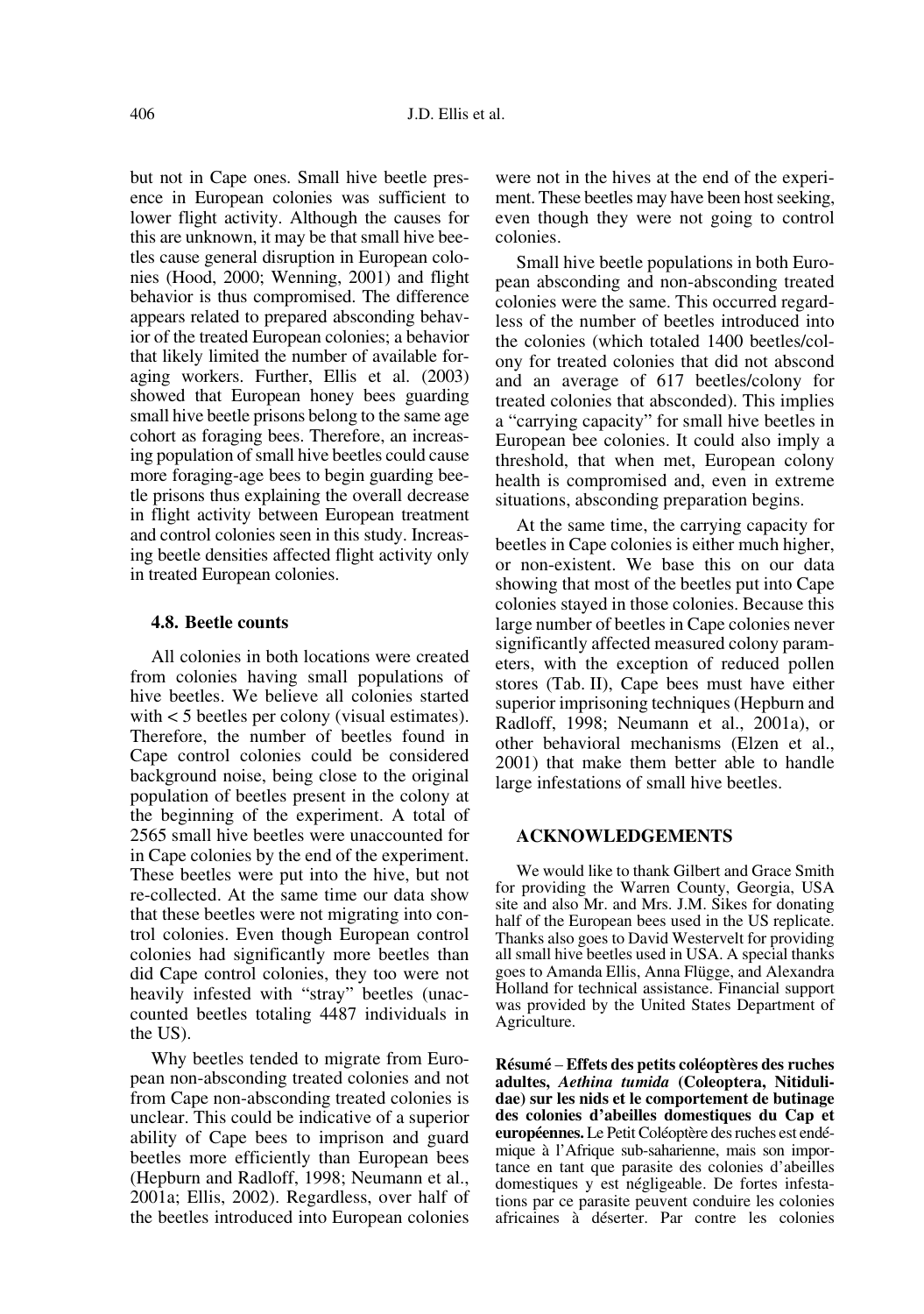but not in Cape ones. Small hive beetle presence in European colonies was sufficient to lower flight activity. Although the causes for this are unknown, it may be that small hive beetles cause general disruption in European colonies (Hood, 2000; Wenning, 2001) and flight behavior is thus compromised. The difference appears related to prepared absconding behavior of the treated European colonies; a behavior that likely limited the number of available foraging workers. Further, Ellis et al. (2003) showed that European honey bees guarding small hive beetle prisons belong to the same age cohort as foraging bees. Therefore, an increasing population of small hive beetles could cause more foraging-age bees to begin guarding beetle prisons thus explaining the overall decrease in flight activity between European treatment and control colonies seen in this study. Increasing beetle densities affected flight activity only in treated European colonies.

### 4.8. Beetle counts

All colonies in both locations were created from colonies having small populations of hive beetles. We believe all colonies started with < 5 beetles per colony (visual estimates). Therefore, the number of beetles found in Cape control colonies could be considered background noise, being close to the original population of beetles present in the colony at the beginning of the experiment. A total of 2565 small hive beetles were unaccounted for in Cape colonies by the end of the experiment. These beetles were put into the hive, but not re-collected. At the same time our data show that these beetles were not migrating into control colonies. Even though European control colonies had significantly more beetles than did Cape control colonies, they too were not heavily infested with "stray" beetles (unaccounted beetles totaling 4487 individuals in the US).

Why beetles tended to migrate from European non-absconding treated colonies and not from Cape non-absconding treated colonies is unclear. This could be indicative of a superior ability of Cape bees to imprison and guard beetles more efficiently than European bees (Hepburn and Radloff, 1998; Neumann et al., 2001a; Ellis, 2002). Regardless, over half of the beetles introduced into European colonies were not in the hives at the end of the experiment. These beetles may have been host seeking, even though they were not going to control colonies.

Small hive beetle populations in both European absconding and non-absconding treated colonies were the same. This occurred regardless of the number of beetles introduced into the colonies (which totaled 1400 beetles/colony for treated colonies that did not abscond and an average of 617 beetles/colony for treated colonies that absconded). This implies a "carrying capacity" for small hive beetles in European bee colonies. It could also imply a threshold, that when met, European colony health is compromised and, even in extreme situations, absconding preparation begins.

At the same time, the carrying capacity for beetles in Cape colonies is either much higher, or non-existent. We base this on our data showing that most of the beetles put into Cape colonies stayed in those colonies. Because this large number of beetles in Cape colonies never significantly affected measured colony parameters, with the exception of reduced pollen stores (Tab. II), Cape bees must have either superior imprisoning techniques (Hepburn and Radloff, 1998; Neumann et al., 2001a), or other behavioral mechanisms (Elzen et al., 2001) that make them better able to handle large infestations of small hive beetles.

## ACKNOWLEDGEMENTS

We would like to thank Gilbert and Grace Smith for providing the Warren County, Georgia, USA site and also Mr. and Mrs. J.M. Sikes for donating half of the European bees used in the US replicate. Thanks also goes to David Westervelt for providing all small hive beetles used in USA. A special thanks goes to Amanda Ellis, Anna Flügge, and Alexandra Holland for technical assistance. Financial support was provided by the United States Department of Agriculture.

**Résumé – Effets des petits coléoptères des ruches adultes, *Aethina tumida* (Coleoptera, Nitidulidae) sur les nids et le comportement de butinage des colonies d'abeilles domestiques du Cap et européennes.** Le Petit Coléoptère des ruches est endémique à l'Afrique sub-saharienne, mais son importance en tant que parasite des colonies d'abeilles domestiques y est négligeable. De fortes infestations par ce parasite peuvent conduire les colonies africaines à déserter. Par contre les colonies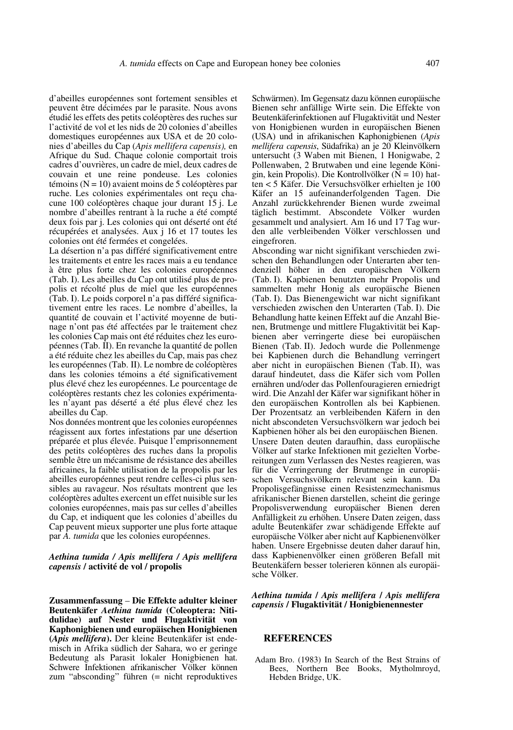d'abeilles européennes sont fortement sensibles et peuvent être décimées par le parasite. Nous avons étudié les effets des petits coléoptères des ruches sur l'activité de vol et les nids de 20 colonies d'abeilles domestiques européennes aux USA et de 20 colonies d'abeilles du Cap (*Apis mellifera capensis),* en Afrique du Sud. Chaque colonie comportait trois cadres d'ouvrières, un cadre de miel, deux cadres de couvain et une reine pondeuse. Les colonies témoins (N = 10) avaient moins de 5 coléoptères par ruche. Les colonies expérimentales ont reçu chacune 100 coléoptères chaque jour durant 15 j. Le nombre d'abeilles rentrant à la ruche a été compté deux fois par j. Les colonies qui ont déserté ont été récupérées et analysées. Aux j 16 et 17 toutes les colonies ont été fermées et congelées.

La désertion n'a pas différé significativement entre les traitements et entre les races mais a eu tendance à être plus forte chez les colonies européennes (Tab. I). Les abeilles du Cap ont utilisé plus de propolis et récolté plus de miel que les européennes (Tab. I). Le poids corporel n'a pas différé significativement entre les races. Le nombre d'abeilles, la quantité de couvain et l'activité moyenne de butinage n'ont pas été affectées par le traitement chez les colonies Cap mais ont été réduites chez les européennes (Tab. II). En revanche la quantité de pollen a été réduite chez les abeilles du Cap, mais pas chez les européennes (Tab. II). Le nombre de coléoptères dans les colonies témoins a été significativement plus élevé chez les européennes. Le pourcentage de coléoptères restants chez les colonies expérimentales n'ayant pas déserté a été plus élevé chez les abeilles du Cap.

Nos données montrent que les colonies européennes réagissent aux fortes infestations par une désertion préparée et plus élevée. Puisque l'emprisonnement des petits coléoptères des ruches dans la propolis semble être un mécanisme de résistance des abeilles africaines, la faible utilisation de la propolis par les abeilles européennes peut rendre celles-ci plus sensibles au ravageur. Nos résultats montrent que les coléoptères adultes exercent un effet nuisible sur les colonies européennes, mais pas sur celles d'abeilles du Cap, et indiquent que les colonies d'abeilles du Cap peuvent mieux supporter une plus forte attaque par *A. tumida* que les colonies européennes.

***Aethina tumida / Apis mellifera / Apis mellifera capensis* / activité de vol / propolis**

**Zusammenfassung – Die Effekte adulter kleiner Beutenkäfer *Aethina tumida* (Coleoptera: Nitidulidae) auf Nester und Flugaktivität von Kaphonigbienen und europäischen Honigbienen (*Apis mellifera*).** Der kleine Beutenkäfer ist endemisch in Afrika südlich der Sahara, wo er geringe Bedeutung als Parasit lokaler Honigbienen hat. Schwere Infektionen afrikanischer Völker können zum "absconding" führen (= nicht reproduktives Schwärmen). Im Gegensatz dazu können europäische Bienen sehr anfällige Wirte sein. Die Effekte von Beutenkäferinfektionen auf Flugaktivität und Nester von Honigbienen wurden in europäischen Bienen (USA) und in afrikanischen Kaphonigbienen (*Apis mellifera capensis*, Südafrika) an je 20 Kleinvölkern untersucht (3 Waben mit Bienen, 1 Honigwabe, 2 Pollenwaben, 2 Brutwaben und eine legende Königin, kein Propolis). Die Kontrollvölker (N = 10) hatten < 5 Käfer. Die Versuchsvölker erhielten je 100 Käfer an 15 aufeinanderfolgenden Tagen. Die Anzahl zurückkehrender Bienen wurde zweimal täglich bestimmt. Abscondete Völker wurden gesammelt und analysiert. Am 16 und 17 Tag wurden alle verbleibenden Völker verschlossen und eingefroren.

Absconding war nicht signifikant verschieden zwischen den Behandlungen oder Unterarten aber tendenziell höher in den europäischen Völkern (Tab. I). Kapbienen benutzten mehr Propolis und sammelten mehr Honig als europäische Bienen (Tab. I). Das Bienengewicht war nicht signifikant verschieden zwischen den Unterarten (Tab. I). Die Behandlung hatte keinen Effekt auf die Anzahl Bienen, Brutmenge und mittlere Flugaktivität bei Kapbienen aber verringerte diese bei europäischen Bienen (Tab. II). Jedoch wurde die Pollenmenge bei Kapbienen durch die Behandlung verringert aber nicht in europäischen Bienen (Tab. II), was darauf hindeutet, dass die Käfer sich vom Pollen ernähren und/oder das Pollenfouragieren erniedrigt wird. Die Anzahl der Käfer war signifikant höher in den europäischen Kontrollen als bei Kapbienen. Der Prozentsatz an verbleibenden Käfern in den nicht abscondeten Versuchsvölkern war jedoch bei Kapbienen höher als bei den europäischen Bienen.

Unsere Daten deuten daraufhin, dass europäische Völker auf starke Infektionen mit gezielten Vorbereitungen zum Verlassen des Nestes reagieren, was für die Verringerung der Brutmenge in europäischen Versuchsvölkern relevant sein kann. Da Propolisgefängnisse einen Resistenzmechanismus afrikanischer Bienen darstellen, scheint die geringe Propolisverwendung europäischer Bienen deren Anfälligkeit zu erhöhen. Unsere Daten zeigen, dass adulte Beutenkäfer zwar schädigende Effekte auf europäische Völker aber nicht auf Kapbienenvölker haben. Unsere Ergebnisse deuten daher darauf hin, dass Kapbienenvölker einen größeren Befall mit Beutenkäfern besser tolerieren können als europäische Völker.

***Aethina tumida / Apis mellifera / Apis mellifera capensis* / Flugaktivität / Honigbienennester**

## REFERENCES

Adam Bro. (1983) In Search of the Best Strains of Bees, Northern Bee Books, Mytholmroyd, Hebden Bridge, UK.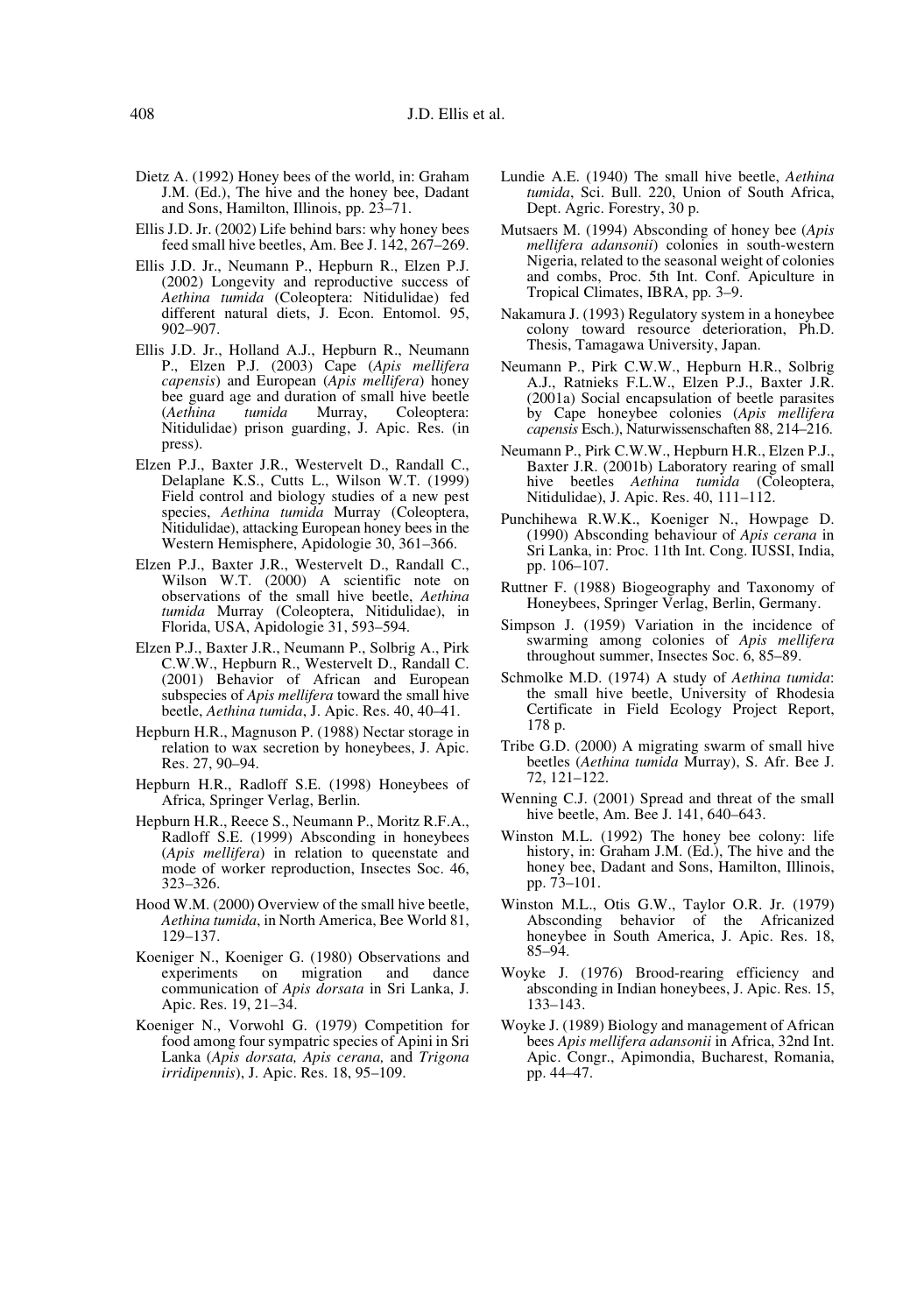Dietz A. (1992) Honey bees of the world, in: Graham J.M. (Ed.), The hive and the honey bee, Dadant and Sons, Hamilton, Illinois, pp. 23–71.

Ellis J.D. Jr. (2002) Life behind bars: why honey bees feed small hive beetles, Am. Bee J. 142, 267–269.

Ellis J.D. Jr., Neumann P., Hepburn R., Elzen P.J. (2002) Longevity and reproductive success of *Aethina tumida* (Coleoptera: Nitidulidae) fed different natural diets, J. Econ. Entomol. 95, 902–907.

Ellis J.D. Jr., Holland A.J., Hepburn R., Neumann P., Elzen P.J. (2003) Cape (*Apis mellifera capensis*) and European (*Apis mellifera*) honey bee guard age and duration of small hive beetle (*Aethina tumida* Murray, Coleoptera: Nitidulidae) prison guarding, J. Apic. Res. (in press).

Elzen P.J., Baxter J.R., Westervelt D., Randall C., Delaplane K.S., Cutts L., Wilson W.T. (1999) Field control and biology studies of a new pest species, *Aethina tumida* Murray (Coleoptera, Nitidulidae), attacking European honey bees in the Western Hemisphere, Apidologie 30, 361–366.

Elzen P.J., Baxter J.R., Westervelt D., Randall C., Wilson W.T. (2000) A scientific note on observations of the small hive beetle, *Aethina tumida* Murray (Coleoptera, Nitidulidae), in Florida, USA, Apidologie 31, 593–594.

Elzen P.J., Baxter J.R., Neumann P., Solbrig A., Pirk C.W.W., Hepburn R., Westervelt D., Randall C. (2001) Behavior of African and European subspecies of *Apis mellifera* toward the small hive beetle, *Aethina tumida*, J. Apic. Res. 40, 40–41.

Hepburn H.R., Magnuson P. (1988) Nectar storage in relation to wax secretion by honeybees, J. Apic. Res. 27, 90–94.

Hepburn H.R., Radloff S.E. (1998) Honeybees of Africa, Springer Verlag, Berlin.

Hepburn H.R., Reece S., Neumann P., Moritz R.F.A., Radloff S.E. (1999) Absconding in honeybees (*Apis mellifera*) in relation to queenstate and mode of worker reproduction, Insectes Soc. 46, 323–326.

Hood W.M. (2000) Overview of the small hive beetle, *Aethina tumida*, in North America, Bee World 81, 129–137.

Koeniger N., Koeniger G. (1980) Observations and experiments on migration and dance communication of *Apis dorsata* in Sri Lanka, J. Apic. Res. 19, 21–34.

Koeniger N., Vorwohl G. (1979) Competition for food among four sympatric species of Apini in Sri Lanka (*Apis dorsata, Apis cerana,* and *Trigona irridipennis*), J. Apic. Res. 18, 95–109.

Lundie A.E. (1940) The small hive beetle, *Aethina tumida*, Sci. Bull. 220, Union of South Africa, Dept. Agric. Forestry, 30 p.

Mutsaers M. (1994) Absconding of honey bee (*Apis mellifera adansonii*) colonies in south-western Nigeria, related to the seasonal weight of colonies and combs, Proc. 5th Int. Conf. Apiculture in Tropical Climates, IBRA, pp. 3–9.

Nakamura J. (1993) Regulatory system in a honeybee colony toward resource deterioration, Ph.D. Thesis, Tamagawa University, Japan.

Neumann P., Pirk C.W.W., Hepburn H.R., Solbrig A.J., Ratnieks F.L.W., Elzen P.J., Baxter J.R. (2001a) Social encapsulation of beetle parasites by Cape honeybee colonies (*Apis mellifera capensis* Esch.), Naturwissenschaften 88, 214–216.

Neumann P., Pirk C.W.W., Hepburn H.R., Elzen P.J., Baxter J.R. (2001b) Laboratory rearing of small hive beetles *Aethina tumida* (Coleoptera, Nitidulidae), J. Apic. Res. 40, 111–112.

Punchihewa R.W.K., Koeniger N., Howpage D. (1990) Absconding behaviour of *Apis cerana* in Sri Lanka, in: Proc. 11th Int. Cong. IUSSI, India, pp. 106–107.

Ruttner F. (1988) Biogeography and Taxonomy of Honeybees, Springer Verlag, Berlin, Germany.

Simpson J. (1959) Variation in the incidence of swarming among colonies of *Apis mellifera* throughout summer, Insectes Soc. 6, 85–89.

Schmolke M.D. (1974) A study of *Aethina tumida*: the small hive beetle, University of Rhodesia Certificate in Field Ecology Project Report, 178 p.

Tribe G.D. (2000) A migrating swarm of small hive beetles (*Aethina tumida* Murray), S. Afr. Bee J. 72, 121–122.

Wenning C.J. (2001) Spread and threat of the small hive beetle, Am. Bee J. 141, 640–643.

Winston M.L. (1992) The honey bee colony: life history, in: Graham J.M. (Ed.), The hive and the honey bee, Dadant and Sons, Hamilton, Illinois, pp. 73–101.

Winston M.L., Otis G.W., Taylor O.R. Jr. (1979) Absconding behavior of the Africanized honeybee in South America, J. Apic. Res. 18, 85–94.

Woyke J. (1976) Brood-rearing efficiency and absconding in Indian honeybees, J. Apic. Res. 15, 133–143.

Woyke J. (1989) Biology and management of African bees *Apis mellifera adansonii* in Africa, 32nd Int. Apic. Congr., Apimondia, Bucharest, Romania, pp. 44–47.